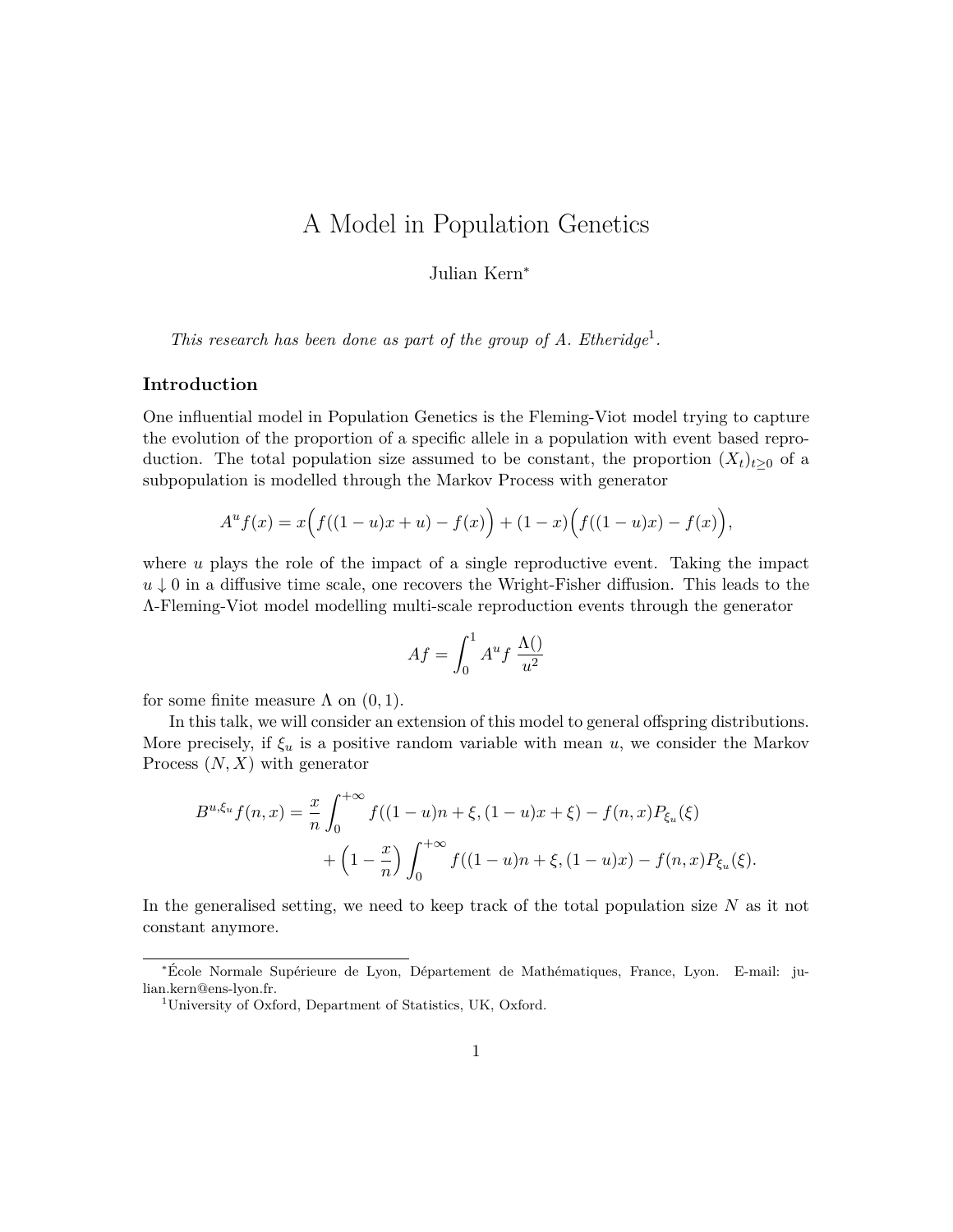# A Model in Population Genetics

Julian Kern*

*This research has been done as part of the group of A. Etheridge*[1].

### Introduction

One influential model in Population Genetics is the Fleming-Viot model trying to capture the evolution of the proportion of a specific allele in a population with event based reproduction. The total population size assumed to be constant, the proportion $(X_t)_{t\geq 0}$ of a subpopulation is modelled through the Markov Process with generator

$$A^u f(x) = x\Big(f((1-u)x+u) - f(x)\Big) + (1-x)\Big(f((1-u)x) - f(x)\Big),$$

where $u$ plays the role of the impact of a single reproductive event. Taking the impact $u \downarrow 0$ in a diffusive time scale, one recovers the Wright-Fisher diffusion. This leads to the $\Lambda$-Fleming-Viot model modelling multi-scale reproduction events through the generator

$$Af = \int_0^1 A^u f \, \frac{\Lambda()}{u^2}$$

for some finite measure $\Lambda$ on $(0, 1)$.

In this talk, we will consider an extension of this model to general offspring distributions. More precisely, if $\xi_u$ is a positive random variable with mean $u$, we consider the Markov Process $(N, X)$ with generator

$$\begin{aligned} B^{u,\xi_u} f(n,x) = \frac{x}{n} \int_0^{+\infty} f((1-u)n + \xi, (1-u)x + \xi) - f(n,x) P_{\xi_u}(\xi) \\ + \Big(1 - \frac{x}{n}\Big) \int_0^{+\infty} f((1-u)n + \xi, (1-u)x) - f(n,x) P_{\xi_u}(\xi). \end{aligned}$$

In the generalised setting, we need to keep track of the total population size $N$ as it not constant anymore.

---

*École Normale Supérieure de Lyon, Département de Mathématiques, France, Lyon. E-mail: julian.kern@ens-lyon.fr.

[1] University of Oxford, Department of Statistics, UK, Oxford.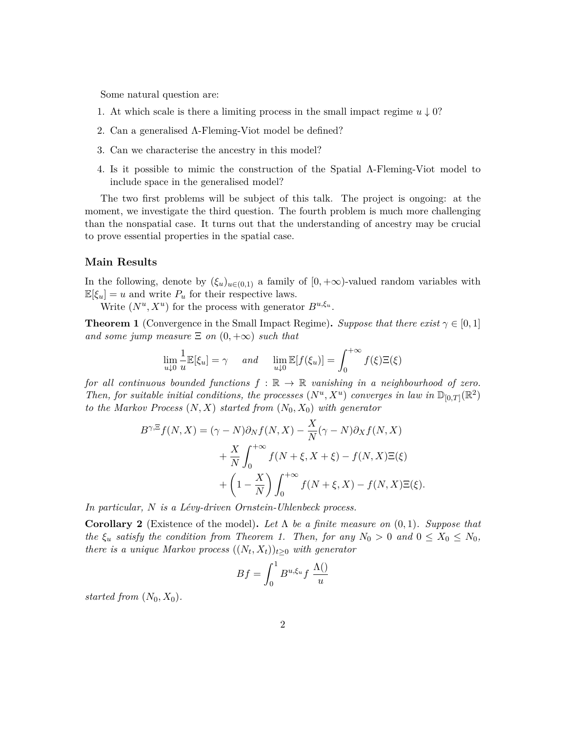Some natural question are:

1. At which scale is there a limiting process in the small impact regime $u \downarrow 0$?
2. Can a generalised $\Lambda$-Fleming-Viot model be defined?
3. Can we characterise the ancestry in this model?
4. Is it possible to mimic the construction of the Spatial $\Lambda$-Fleming-Viot model to include space in the generalised model?

The two first problems will be subject of this talk. The project is ongoing: at the moment, we investigate the third question. The fourth problem is much more challenging than the nonspatial case. It turns out that the understanding of ancestry may be crucial to prove essential properties in the spatial case.

## Main Results

In the following, denote by $(\xi_u)_{u\in(0,1)}$ a family of $[0,+\infty)$-valued random variables with $\mathbb{E}[\xi_u] = u$ and write $P_u$ for their respective laws.

Write $(N^u, X^u)$ for the process with generator $B^{u,\xi_u}$.

**Theorem 1** (Convergence in the Small Impact Regime)**.** *Suppose that there exist $\gamma \in [0,1]$ and some jump measure $\Xi$ on $(0,+\infty)$ such that*

$$\lim_{u\downarrow 0} \frac{1}{u}\mathbb{E}[\xi_u] = \gamma \quad \text{ and } \quad \lim_{u\downarrow 0} \mathbb{E}[f(\xi_u)] = \int_0^{+\infty} f(\xi)\Xi(\xi)$$

*for all continuous bounded functions $f : \mathbb{R} \to \mathbb{R}$ vanishing in a neighbourhood of zero. Then, for suitable initial conditions, the processes $(N^u, X^u)$ converges in law in $\mathbb{D}_{[0,T]}(\mathbb{R}^2)$ to the Markov Process $(N, X)$ started from $(N_0, X_0)$ with generator*

$$\begin{aligned} B^{\gamma,\Xi} f(N,X) = (\gamma - N)\partial_N f(N,X) - \frac{X}{N}(\gamma - N)\partial_X f(N,X) \\ + \frac{X}{N}\int_0^{+\infty} f(N+\xi, X+\xi) - f(N,X)\Xi(\xi) \\ + \left(1 - \frac{X}{N}\right)\int_0^{+\infty} f(N+\xi, X) - f(N,X)\Xi(\xi). \end{aligned}$$

*In particular, $N$ is a Lévy-driven Ornstein-Uhlenbeck process.*

**Corollary 2** (Existence of the model)**.** *Let $\Lambda$ be a finite measure on $(0,1)$. Suppose that the $\xi_u$ satisfy the condition from Theorem 1. Then, for any $N_0 > 0$ and $0 \le X_0 \le N_0$, there is a unique Markov process $((N_t, X_t))_{t\ge 0}$ with generator*

$$Bf = \int_0^1 B^{u,\xi_u} f \; \frac{\Lambda()}{u}$$

*started from $(N_0, X_0)$.*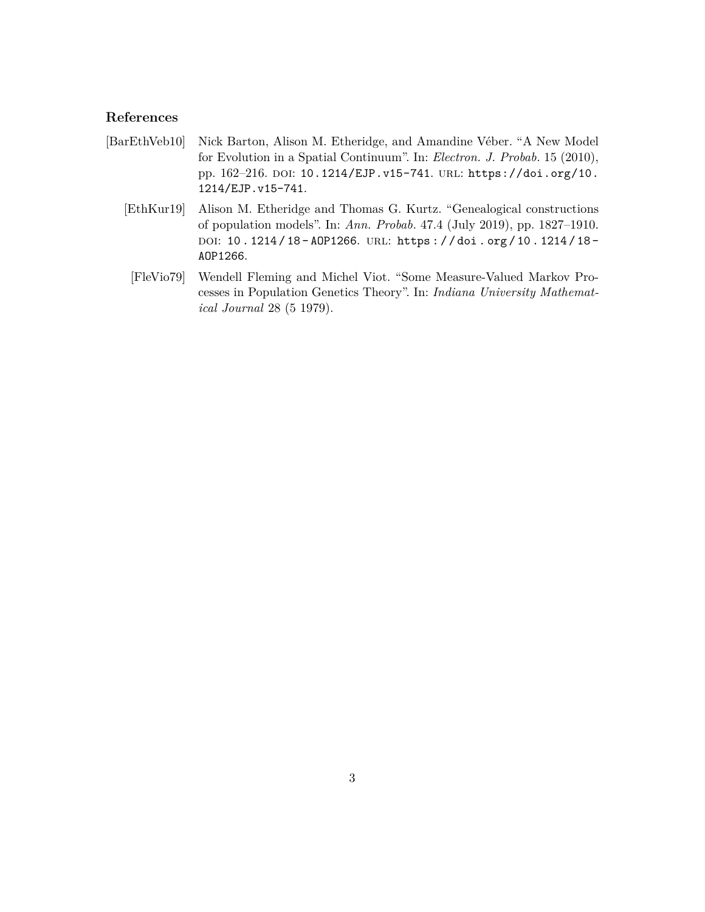## References

[BarEthVeb10] Nick Barton, Alison M. Etheridge, and Amandine Véber. "A New Model for Evolution in a Spatial Continuum". In: *Electron. J. Probab.* 15 (2010), pp. 162–216. DOI: 10.1214/EJP.v15-741. URL: https://doi.org/10.1214/EJP.v15-741.

[EthKur19] Alison M. Etheridge and Thomas G. Kurtz. "Genealogical constructions of population models". In: *Ann. Probab.* 47.4 (July 2019), pp. 1827–1910. DOI: 10.1214/18-AOP1266. URL: https://doi.org/10.1214/18-AOP1266.

[FleVio79] Wendell Fleming and Michel Viot. "Some Measure-Valued Markov Processes in Population Genetics Theory". In: *Indiana University Mathematical Journal* 28 (5 1979).